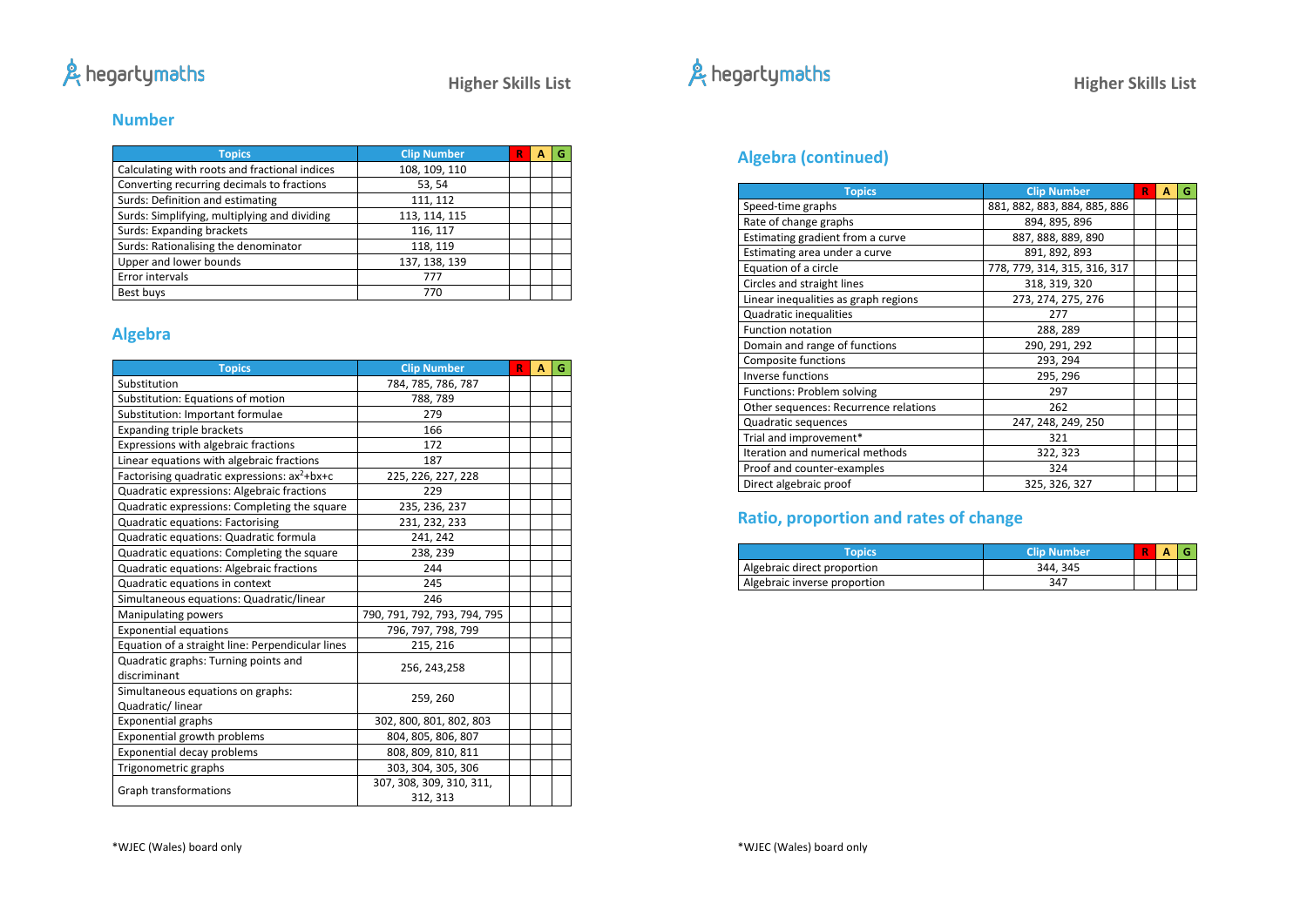# Higher Skills List

## Number

| Topics | Clip Number | R | A | G |
|---|---|---|---|---|
| Calculating with roots and fractional indices | 108, 109, 110 | | | |
| Converting recurring decimals to fractions | 53, 54 | | | |
| Surds: Definition and estimating | 111, 112 | | | |
| Surds: Simplifying, multiplying and dividing | 113, 114, 115 | | | |
| Surds: Expanding brackets | 116, 117 | | | |
| Surds: Rationalising the denominator | 118, 119 | | | |
| Upper and lower bounds | 137, 138, 139 | | | |
| Error intervals | 777 | | | |
| Best buys | 770 | | | |

## Algebra

| Topics | Clip Number | R | A | G |
|---|---|---|---|---|
| Substitution | 784, 785, 786, 787 | | | |
| Substitution: Equations of motion | 788, 789 | | | |
| Substitution: Important formulae | 279 | | | |
| Expanding triple brackets | 166 | | | |
| Expressions with algebraic fractions | 172 | | | |
| Linear equations with algebraic fractions | 187 | | | |
| Factorising quadratic expressions: $ax^2+bx+c$ | 225, 226, 227, 228 | | | |
| Quadratic expressions: Algebraic fractions | 229 | | | |
| Quadratic expressions: Completing the square | 235, 236, 237 | | | |
| Quadratic equations: Factorising | 231, 232, 233 | | | |
| Quadratic equations: Quadratic formula | 241, 242 | | | |
| Quadratic equations: Completing the square | 238, 239 | | | |
| Quadratic equations: Algebraic fractions | 244 | | | |
| Quadratic equations in context | 245 | | | |
| Simultaneous equations: Quadratic/linear | 246 | | | |
| Manipulating powers | 790, 791, 792, 793, 794, 795 | | | |
| Exponential equations | 796, 797, 798, 799 | | | |
| Equation of a straight line: Perpendicular lines | 215, 216 | | | |
| Quadratic graphs: Turning points and discriminant | 256, 243,258 | | | |
| Simultaneous equations on graphs: Quadratic/ linear | 259, 260 | | | |
| Exponential graphs | 302, 800, 801, 802, 803 | | | |
| Exponential growth problems | 804, 805, 806, 807 | | | |
| Exponential decay problems | 808, 809, 810, 811 | | | |
| Trigonometric graphs | 303, 304, 305, 306 | | | |
| Graph transformations | 307, 308, 309, 310, 311, 312, 313 | | | |

*WJEC (Wales) board only

## Algebra (continued)

| Topics | Clip Number | R | A | G |
|---|---|---|---|---|
| Speed-time graphs | 881, 882, 883, 884, 885, 886 | | | |
| Rate of change graphs | 894, 895, 896 | | | |
| Estimating gradient from a curve | 887, 888, 889, 890 | | | |
| Estimating area under a curve | 891, 892, 893 | | | |
| Equation of a circle | 778, 779, 314, 315, 316, 317 | | | |
| Circles and straight lines | 318, 319, 320 | | | |
| Linear inequalities as graph regions | 273, 274, 275, 276 | | | |
| Quadratic inequalities | 277 | | | |
| Function notation | 288, 289 | | | |
| Domain and range of functions | 290, 291, 292 | | | |
| Composite functions | 293, 294 | | | |
| Inverse functions | 295, 296 | | | |
| Functions: Problem solving | 297 | | | |
| Other sequences: Recurrence relations | 262 | | | |
| Quadratic sequences | 247, 248, 249, 250 | | | |
| Trial and improvement* | 321 | | | |
| Iteration and numerical methods | 322, 323 | | | |
| Proof and counter-examples | 324 | | | |
| Direct algebraic proof | 325, 326, 327 | | | |

## Ratio, proportion and rates of change

| Topics | Clip Number | R | A | G |
|---|---|---|---|---|
| Algebraic direct proportion | 344, 345 | | | |
| Algebraic inverse proportion | 347 | | | |

*WJEC (Wales) board only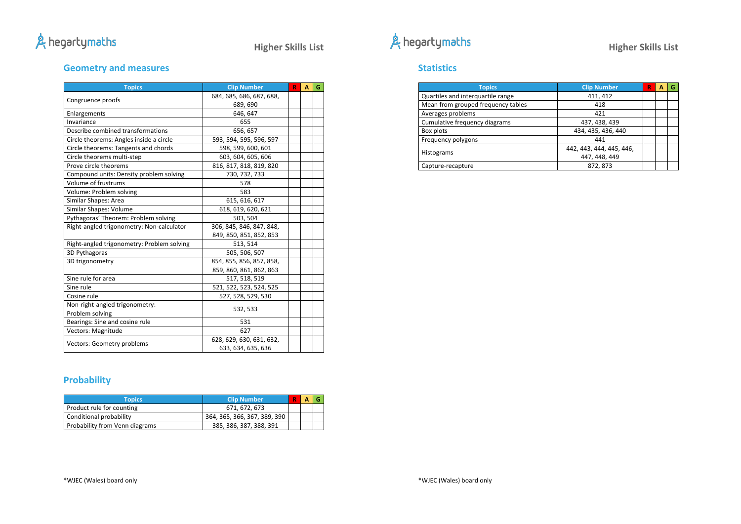## Geometry and measures

| Topics | Clip Number | R | A | G |
|---|---|---|---|---|
| Congruence proofs | 684, 685, 686, 687, 688, 689, 690 | | | |
| Enlargements | 646, 647 | | | |
| Invariance | 655 | | | |
| Describe combined transformations | 656, 657 | | | |
| Circle theorems: Angles inside a circle | 593, 594, 595, 596, 597 | | | |
| Circle theorems: Tangents and chords | 598, 599, 600, 601 | | | |
| Circle theorems multi-step | 603, 604, 605, 606 | | | |
| Prove circle theorems | 816, 817, 818, 819, 820 | | | |
| Compound units: Density problem solving | 730, 732, 733 | | | |
| Volume of frustrums | 578 | | | |
| Volume: Problem solving | 583 | | | |
| Similar Shapes: Area | 615, 616, 617 | | | |
| Similar Shapes: Volume | 618, 619, 620, 621 | | | |
| Pythagoras' Theorem: Problem solving | 503, 504 | | | |
| Right-angled trigonometry: Non-calculator | 306, 845, 846, 847, 848, 849, 850, 851, 852, 853 | | | |
| Right-angled trigonometry: Problem solving | 513, 514 | | | |
| 3D Pythagoras | 505, 506, 507 | | | |
| 3D trigonometry | 854, 855, 856, 857, 858, 859, 860, 861, 862, 863 | | | |
| Sine rule for area | 517, 518, 519 | | | |
| Sine rule | 521, 522, 523, 524, 525 | | | |
| Cosine rule | 527, 528, 529, 530 | | | |
| Non-right-angled trigonometry: Problem solving | 532, 533 | | | |
| Bearings: Sine and cosine rule | 531 | | | |
| Vectors: Magnitude | 627 | | | |
| Vectors: Geometry problems | 628, 629, 630, 631, 632, 633, 634, 635, 636 | | | |

## Probability

| Topics | Clip Number | R | A | G |
|---|---|---|---|---|
| Product rule for counting | 671, 672, 673 | | | |
| Conditional probability | 364, 365, 366, 367, 389, 390 | | | |
| Probability from Venn diagrams | 385, 386, 387, 388, 391 | | | |

*WJEC (Wales) board only

## Statistics

| Topics | Clip Number | R | A | G |
|---|---|---|---|---|
| Quartiles and interquartile range | 411, 412 | | | |
| Mean from grouped frequency tables | 418 | | | |
| Averages problems | 421 | | | |
| Cumulative frequency diagrams | 437, 438, 439 | | | |
| Box plots | 434, 435, 436, 440 | | | |
| Frequency polygons | 441 | | | |
| Histograms | 442, 443, 444, 445, 446, 447, 448, 449 | | | |
| Capture-recapture | 872, 873 | | | |

*WJEC (Wales) board only